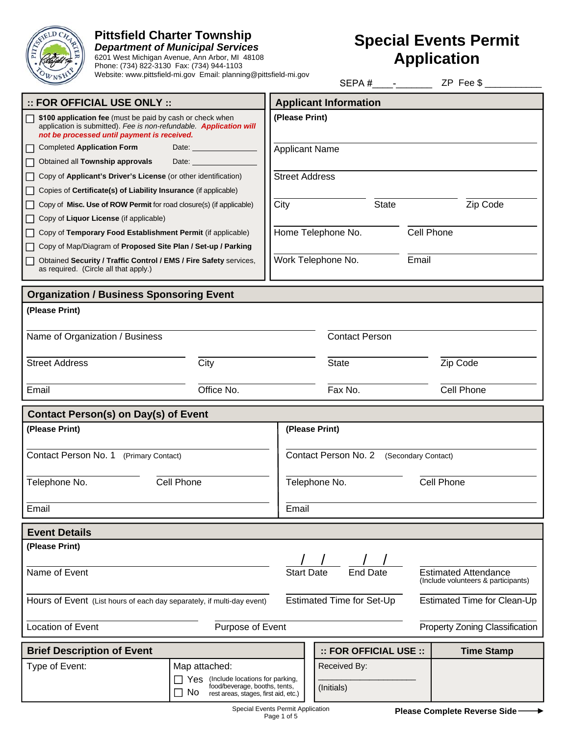**Pittsfield Charter Township**
***Department of Municipal Services***
6201 West Michigan Avenue, Ann Arbor, MI 48108
Phone: (734) 822-3130 Fax: (734) 944-1103
Website: www.pittsfield-mi.gov Email: planning@pittsfield-mi.gov

# Special Events Permit Application

SEPA #\_\_\_\_-\_\_\_\_\_\_\_ ZP Fee $ \_\_\_\_\_\_\_\_\_\_\_

## :: FOR OFFICIAL USE ONLY ::

- ☐ **$100 application fee** (must be paid by cash or check when application is submitted). *Fee is non-refundable.* ***Application will not be processed until payment is received.***
- ☐ Completed **Application Form** Date: \_\_\_\_\_\_\_\_\_\_\_\_\_\_\_
- ☐ Obtained all **Township approvals** Date: \_\_\_\_\_\_\_\_\_\_\_\_\_\_\_
- ☐ Copy of **Applicant's Driver's License** (or other identification)
- ☐ Copies of **Certificate(s) of Liability Insurance** (if applicable)
- ☐ Copy of **Misc. Use of ROW Permit** for road closure(s) (if applicable)
- ☐ Copy of **Liquor License** (if applicable)
- ☐ Copy of **Temporary Food Establishment Permit** (if applicable)
- ☐ Copy of Map/Diagram of **Proposed Site Plan / Set-up / Parking**
- ☐ Obtained **Security / Traffic Control / EMS / Fire Safety** services, as required. (Circle all that apply.)

## Applicant Information

**(Please Print)**

Applicant Name \_\_\_\_\_\_\_\_\_\_\_\_\_\_\_\_\_\_\_\_

Street Address \_\_\_\_\_\_\_\_\_\_\_\_\_\_\_\_\_\_\_\_

City \_\_\_\_\_\_\_\_ State \_\_\_\_\_\_\_\_ Zip Code \_\_\_\_\_\_\_\_

Home Telephone No. \_\_\_\_\_\_\_\_ Cell Phone \_\_\_\_\_\_\_\_

Work Telephone No. \_\_\_\_\_\_\_\_ Email \_\_\_\_\_\_\_\_

## Organization / Business Sponsoring Event

**(Please Print)**

Name of Organization / Business \_\_\_\_\_\_\_\_ Contact Person \_\_\_\_\_\_\_\_

Street Address \_\_\_\_\_\_\_\_ City \_\_\_\_\_\_\_\_ State \_\_\_\_\_\_\_\_ Zip Code \_\_\_\_\_\_\_\_

Email \_\_\_\_\_\_\_\_ Office No. \_\_\_\_\_\_\_\_ Fax No. \_\_\_\_\_\_\_\_ Cell Phone \_\_\_\_\_\_\_\_

## Contact Person(s) on Day(s) of Event

**(Please Print)**

Contact Person No. 1 (Primary Contact) \_\_\_\_\_\_\_\_

Telephone No. \_\_\_\_\_\_\_\_ Cell Phone \_\_\_\_\_\_\_\_

Email \_\_\_\_\_\_\_\_

**(Please Print)**

Contact Person No. 2 (Secondary Contact) \_\_\_\_\_\_\_\_

Telephone No. \_\_\_\_\_\_\_\_ Cell Phone \_\_\_\_\_\_\_\_

Email \_\_\_\_\_\_\_\_

## Event Details

**(Please Print)**

Name of Event \_\_\_\_\_\_\_\_ Start Date \_\_/\_\_/\_\_ End Date \_\_/\_\_/\_\_ Estimated Attendance (Include volunteers & participants) \_\_\_\_\_\_\_\_

Hours of Event (List hours of each day separately, if multi-day event) \_\_\_\_\_\_\_\_ Estimated Time for Set-Up \_\_\_\_\_\_\_\_ Estimated Time for Clean-Up \_\_\_\_\_\_\_\_

Location of Event \_\_\_\_\_\_\_\_ Purpose of Event \_\_\_\_\_\_\_\_ Property Zoning Classification \_\_\_\_\_\_\_\_

## Brief Description of Event

Type of Event: \_\_\_\_\_\_\_\_

Map attached:
- ☐ Yes (Include locations for parking, food/beverage, booths, tents, rest areas, stages, first aid, etc.)
- ☐ No

| :: FOR OFFICIAL USE :: | Time Stamp |
|---|---|
| Received By: \_\_\_\_\_\_\_\_ (Initials) | |

**Please Complete Reverse Side** →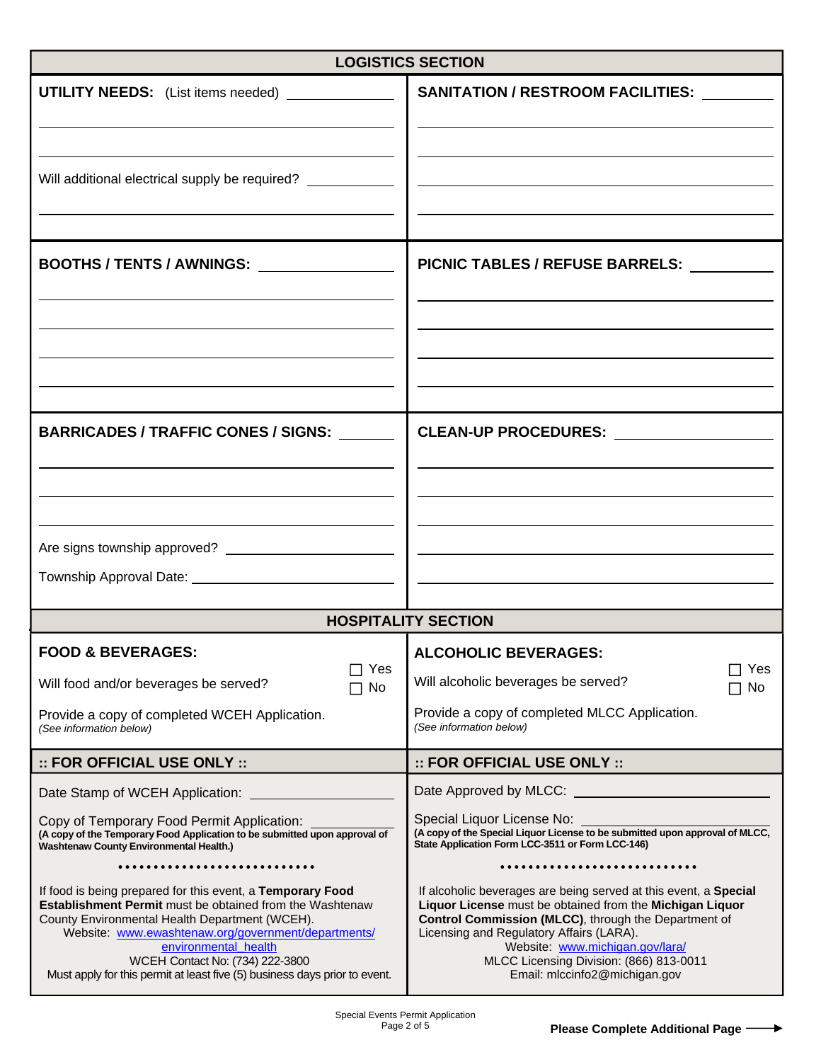## LOGISTICS SECTION

**UTILITY NEEDS:** (List items needed) ______________

______________________________

______________________________

Will additional electrical supply be required? ______________

______________________________

**SANITATION / RESTROOM FACILITIES:** ______________

______________________________

______________________________

______________________________

______________________________

**BOOTHS / TENTS / AWNINGS:** ______________

______________________________

______________________________

______________________________

______________________________

**PICNIC TABLES / REFUSE BARRELS:** ______________

______________________________

______________________________

______________________________

______________________________

**BARRICADES / TRAFFIC CONES / SIGNS:** ______________

______________________________

______________________________

______________________________

Are signs township approved? ______________

Township Approval Date: ______________

**CLEAN-UP PROCEDURES:** ______________

______________________________

______________________________

______________________________

______________________________

______________________________

## HOSPITALITY SECTION

**FOOD & BEVERAGES:**

Will food and/or beverages be served? ☐ Yes ☐ No

Provide a copy of completed WCEH Application.
*(See information below)*

**ALCOHOLIC BEVERAGES:**

Will alcoholic beverages be served? ☐ Yes ☐ No

Provide a copy of completed MLCC Application.
*(See information below)*

### :: FOR OFFICIAL USE ONLY ::

Date Stamp of WCEH Application: ______________

Copy of Temporary Food Permit Application: ______________
**(A copy of the Temporary Food Application to be submitted upon approval of Washtenaw County Environmental Health.)**

•••••••••••••••••••••••••••

If food is being prepared for this event, a **Temporary Food Establishment Permit** must be obtained from the Washtenaw County Environmental Health Department (WCEH).
Website: www.ewashtenaw.org/government/departments/environmental_health
WCEH Contact No: (734) 222-3800
Must apply for this permit at least five (5) business days prior to event.

### :: FOR OFFICIAL USE ONLY ::

Date Approved by MLCC: ______________

Special Liquor License No: ______________
**(A copy of the Special Liquor License to be submitted upon approval of MLCC, State Application Form LCC-3511 or Form LCC-146)**

•••••••••••••••••••••••••••

If alcoholic beverages are being served at this event, a **Special Liquor License** must be obtained from the **Michigan Liquor Control Commission (MLCC)**, through the Department of Licensing and Regulatory Affairs (LARA).
Website: www.michigan.gov/lara/
MLCC Licensing Division: (866) 813-0011
Email: mlccinfo2@michigan.gov

**Please Complete Additional Page** ⟶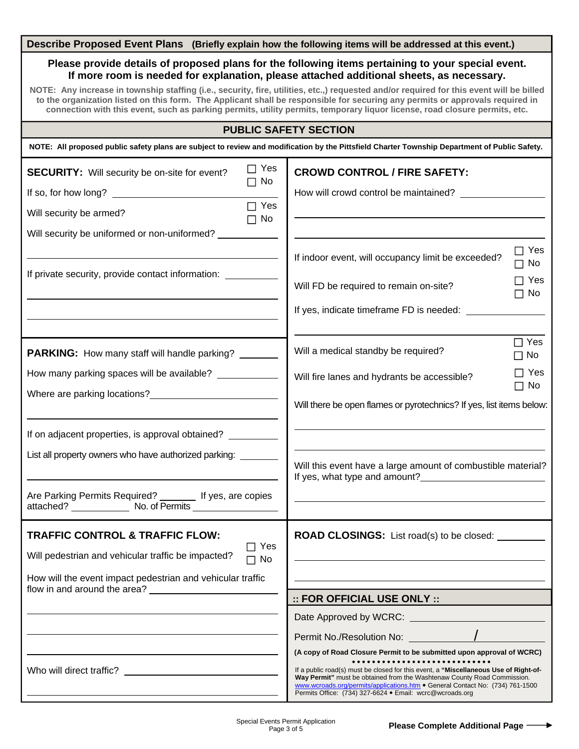## Describe Proposed Event Plans (Briefly explain how the following items will be addressed at this event.)

**Please provide details of proposed plans for the following items pertaining to your special event. If more room is needed for explanation, please attached additional sheets, as necessary.**

**NOTE: Any increase in township staffing (i.e., security, fire, utilities, etc.,) requested and/or required for this event will be billed to the organization listed on this form. The Applicant shall be responsible for securing any permits or approvals required in connection with this event, such as parking permits, utility permits, temporary liquor license, road closure permits, etc.**

## PUBLIC SAFETY SECTION

**NOTE: All proposed public safety plans are subject to review and modification by the Pittsfield Charter Township Department of Public Safety.**

### SECURITY

**SECURITY:** Will security be on-site for event? ☐ Yes ☐ No

If so, for how long? ______________________

Will security be armed? ☐ Yes ☐ No

Will security be uniformed or non-uniformed? ______________________

______________________

If private security, provide contact information: ______________________

______________________

______________________

### CROWD CONTROL / FIRE SAFETY

**CROWD CONTROL / FIRE SAFETY:**

How will crowd control be maintained? ______________________

______________________

______________________

If indoor event, will occupancy limit be exceeded? ☐ Yes ☐ No

Will FD be required to remain on-site? ☐ Yes ☐ No

If yes, indicate timeframe FD is needed: ______________________

______________________

Will a medical standby be required? ☐ Yes ☐ No

Will fire lanes and hydrants be accessible? ☐ Yes ☐ No

Will there be open flames or pyrotechnics? If yes, list items below:

______________________

______________________

Will this event have a large amount of combustible material? If yes, what type and amount? ______________________

______________________

### PARKING

**PARKING:** How many staff will handle parking? __________

How many parking spaces will be available? __________

Where are parking locations? ______________________

______________________

If on adjacent properties, is approval obtained? __________

List all property owners who have authorized parking: __________

______________________

Are Parking Permits Required? ________ If yes, are copies attached? __________ No. of Permits __________

### TRAFFIC CONTROL & TRAFFIC FLOW

**TRAFFIC CONTROL & TRAFFIC FLOW:**

Will pedestrian and vehicular traffic be impacted? ☐ Yes ☐ No

How will the event impact pedestrian and vehicular traffic flow in and around the area? ______________________

______________________

______________________

______________________

Who will direct traffic? ______________________

______________________

### ROAD CLOSINGS

**ROAD CLOSINGS:** List road(s) to be closed: __________

______________________

______________________

### :: FOR OFFICIAL USE ONLY ::

Date Approved by WCRC: ______________________

Permit No./Resolution No: __________ / __________

**(A copy of Road Closure Permit to be submitted upon approval of WCRC)**

If a public road(s) must be closed for this event, a **"Miscellaneous Use of Right-of-Way Permit"** must be obtained from the Washtenaw County Road Commission. www.wcroads.org/permits/applications.htm • General Contact No: (734) 761-1500 Permits Office: (734) 327-6624 • Email: wcrc@wcroads.org

**Please Complete Additional Page →**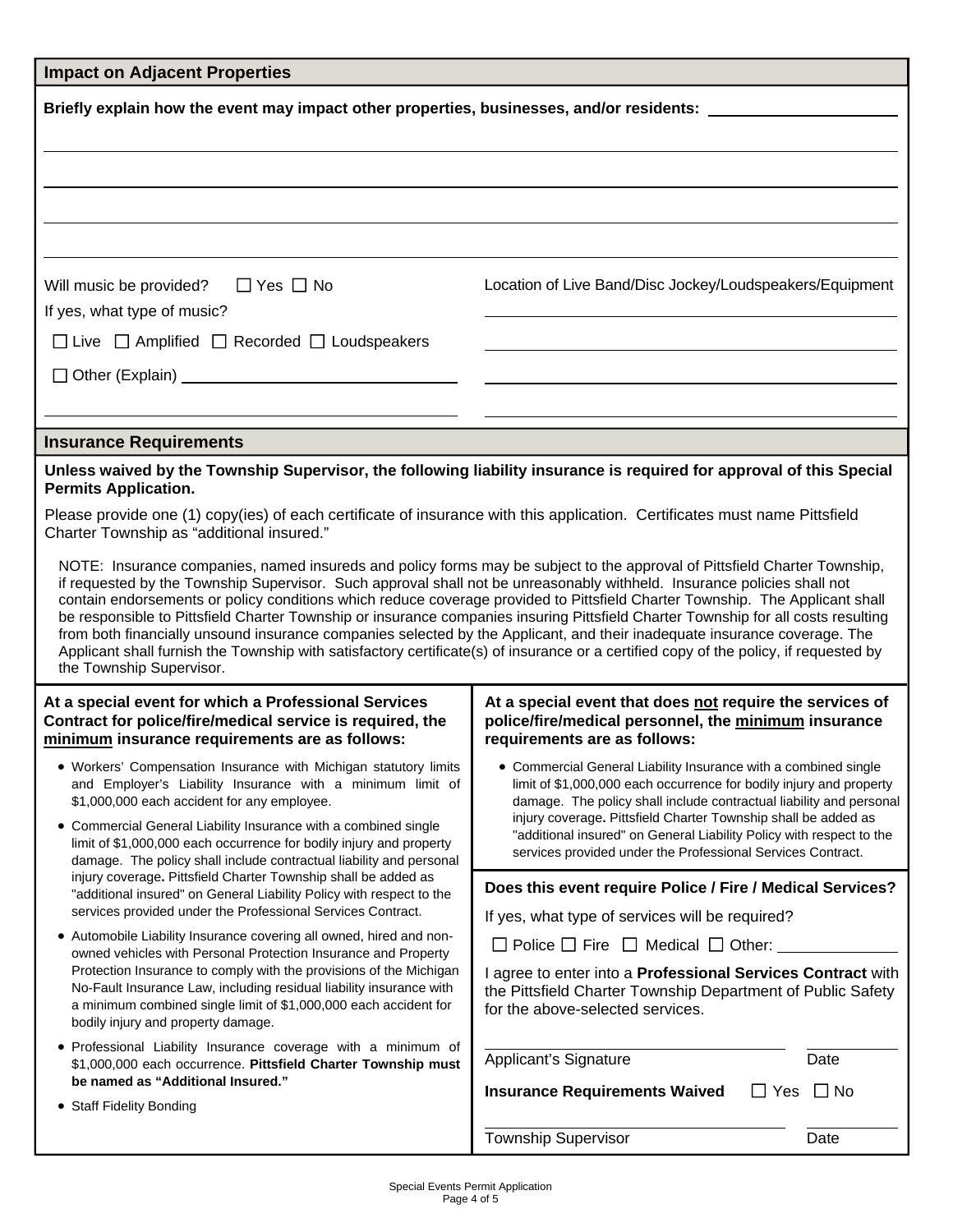## Impact on Adjacent Properties

**Briefly explain how the event may impact other properties, businesses, and/or residents:** ______________________

______________________________________________________________________

______________________________________________________________________

______________________________________________________________________

______________________________________________________________________

Will music be provided? ☐ Yes ☐ No

If yes, what type of music?

☐ Live ☐ Amplified ☐ Recorded ☐ Loudspeakers

☐ Other (Explain) ______________________________

______________________________

Location of Live Band/Disc Jockey/Loudspeakers/Equipment

______________________________

______________________________

______________________________

______________________________

## Insurance Requirements

**Unless waived by the Township Supervisor, the following liability insurance is required for approval of this Special Permits Application.**

Please provide one (1) copy(ies) of each certificate of insurance with this application. Certificates must name Pittsfield Charter Township as "additional insured."

NOTE: Insurance companies, named insureds and policy forms may be subject to the approval of Pittsfield Charter Township, if requested by the Township Supervisor. Such approval shall not be unreasonably withheld. Insurance policies shall not contain endorsements or policy conditions which reduce coverage provided to Pittsfield Charter Township. The Applicant shall be responsible to Pittsfield Charter Township or insurance companies insuring Pittsfield Charter Township for all costs resulting from both financially unsound insurance companies selected by the Applicant, and their inadequate insurance coverage. The Applicant shall furnish the Township with satisfactory certificate(s) of insurance or a certified copy of the policy, if requested by the Township Supervisor.

**At a special event for which a Professional Services Contract for police/fire/medical service is required, the minimum insurance requirements are as follows:**

- Workers' Compensation Insurance with Michigan statutory limits and Employer's Liability Insurance with a minimum limit of $1,000,000 each accident for any employee.
- Commercial General Liability Insurance with a combined single limit of $1,000,000 each occurrence for bodily injury and property damage. The policy shall include contractual liability and personal injury coverage**.** Pittsfield Charter Township shall be added as "additional insured" on General Liability Policy with respect to the services provided under the Professional Services Contract.
- Automobile Liability Insurance covering all owned, hired and non-owned vehicles with Personal Protection Insurance and Property Protection Insurance to comply with the provisions of the Michigan No-Fault Insurance Law, including residual liability insurance with a minimum combined single limit of $1,000,000 each accident for bodily injury and property damage.
- Professional Liability Insurance coverage with a minimum of $1,000,000 each occurrence. **Pittsfield Charter Township must be named as "Additional Insured."**
- Staff Fidelity Bonding

**At a special event that does not require the services of police/fire/medical personnel, the minimum insurance requirements are as follows:**

- Commercial General Liability Insurance with a combined single limit of $1,000,000 each occurrence for bodily injury and property damage. The policy shall include contractual liability and personal injury coverage**.** Pittsfield Charter Township shall be added as "additional insured" on General Liability Policy with respect to the services provided under the Professional Services Contract.

**Does this event require Police / Fire / Medical Services?**

If yes, what type of services will be required?

☐ Police ☐ Fire ☐ Medical ☐ Other: ______________

I agree to enter into a **Professional Services Contract** with the Pittsfield Charter Township Department of Public Safety for the above-selected services.

______________________________ ______________

Applicant's Signature Date

**Insurance Requirements Waived** ☐ Yes ☐ No

______________________________ ______________

Township Supervisor Date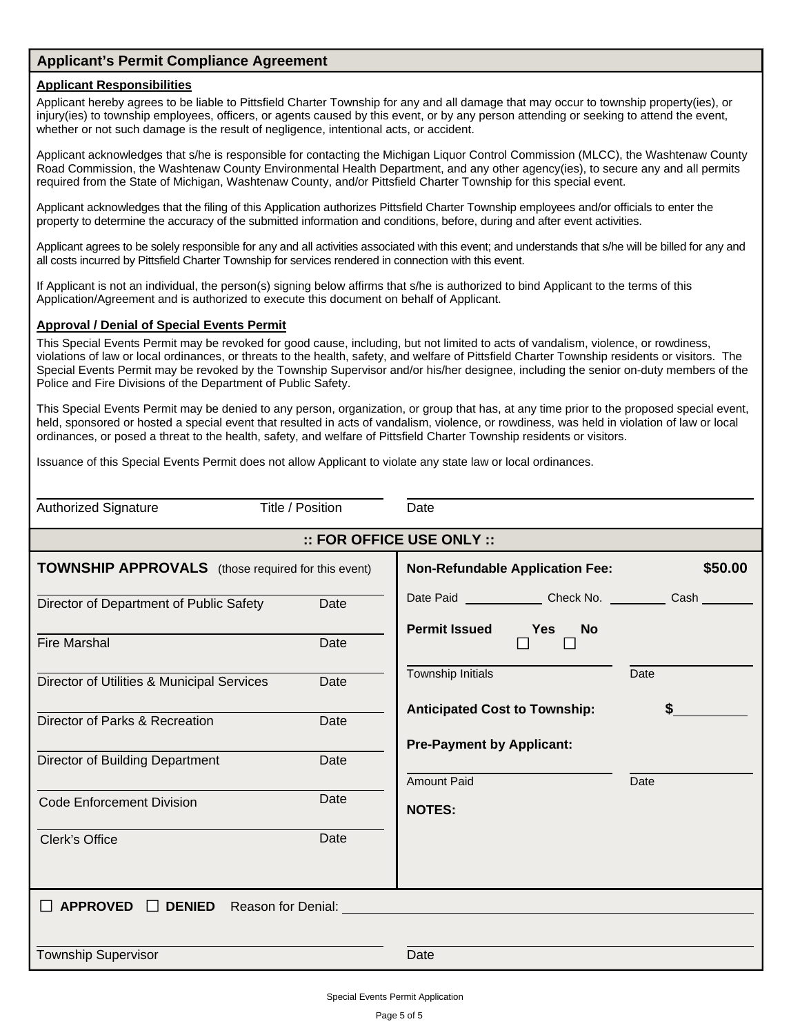## Applicant's Permit Compliance Agreement

**Applicant Responsibilities**

Applicant hereby agrees to be liable to Pittsfield Charter Township for any and all damage that may occur to township property(ies), or injury(ies) to township employees, officers, or agents caused by this event, or by any person attending or seeking to attend the event, whether or not such damage is the result of negligence, intentional acts, or accident.

Applicant acknowledges that s/he is responsible for contacting the Michigan Liquor Control Commission (MLCC), the Washtenaw County Road Commission, the Washtenaw County Environmental Health Department, and any other agency(ies), to secure any and all permits required from the State of Michigan, Washtenaw County, and/or Pittsfield Charter Township for this special event.

Applicant acknowledges that the filing of this Application authorizes Pittsfield Charter Township employees and/or officials to enter the property to determine the accuracy of the submitted information and conditions, before, during and after event activities.

Applicant agrees to be solely responsible for any and all activities associated with this event; and understands that s/he will be billed for any and all costs incurred by Pittsfield Charter Township for services rendered in connection with this event.

If Applicant is not an individual, the person(s) signing below affirms that s/he is authorized to bind Applicant to the terms of this Application/Agreement and is authorized to execute this document on behalf of Applicant.

**Approval / Denial of Special Events Permit**

This Special Events Permit may be revoked for good cause, including, but not limited to acts of vandalism, violence, or rowdiness, violations of law or local ordinances, or threats to the health, safety, and welfare of Pittsfield Charter Township residents or visitors. The Special Events Permit may be revoked by the Township Supervisor and/or his/her designee, including the senior on-duty members of the Police and Fire Divisions of the Department of Public Safety.

This Special Events Permit may be denied to any person, organization, or group that has, at any time prior to the proposed special event, held, sponsored or hosted a special event that resulted in acts of vandalism, violence, or rowdiness, was held in violation of law or local ordinances, or posed a threat to the health, safety, and welfare of Pittsfield Charter Township residents or visitors.

Issuance of this Special Events Permit does not allow Applicant to violate any state law or local ordinances.

______________________________ ______________________________

Authorized Signature    Title / Position    Date

## :: FOR OFFICE USE ONLY ::

**TOWNSHIP APPROVALS** (those required for this event)

| Approval | Date |
|---|---|
| Director of Department of Public Safety | Date |
| Fire Marshal | Date |
| Director of Utilities & Municipal Services | Date |
| Director of Parks & Recreation | Date |
| Director of Building Department | Date |
| Code Enforcement Division | Date |
| Clerk's Office | Date |

**Non-Refundable Application Fee: $50.00**

Date Paid ____________ Check No. __________ Cash ________

**Permit Issued** **Yes** ☐ **No** ☐

______________________ ____________

Township Initials    Date

**Anticipated Cost to Township:** $__________

**Pre-Payment by Applicant:**

______________________ ____________

Amount Paid    Date

**NOTES:**

☐ **APPROVED** ☐ **DENIED** Reason for Denial: ______________________________

______________________________ ______________________________

Township Supervisor    Date